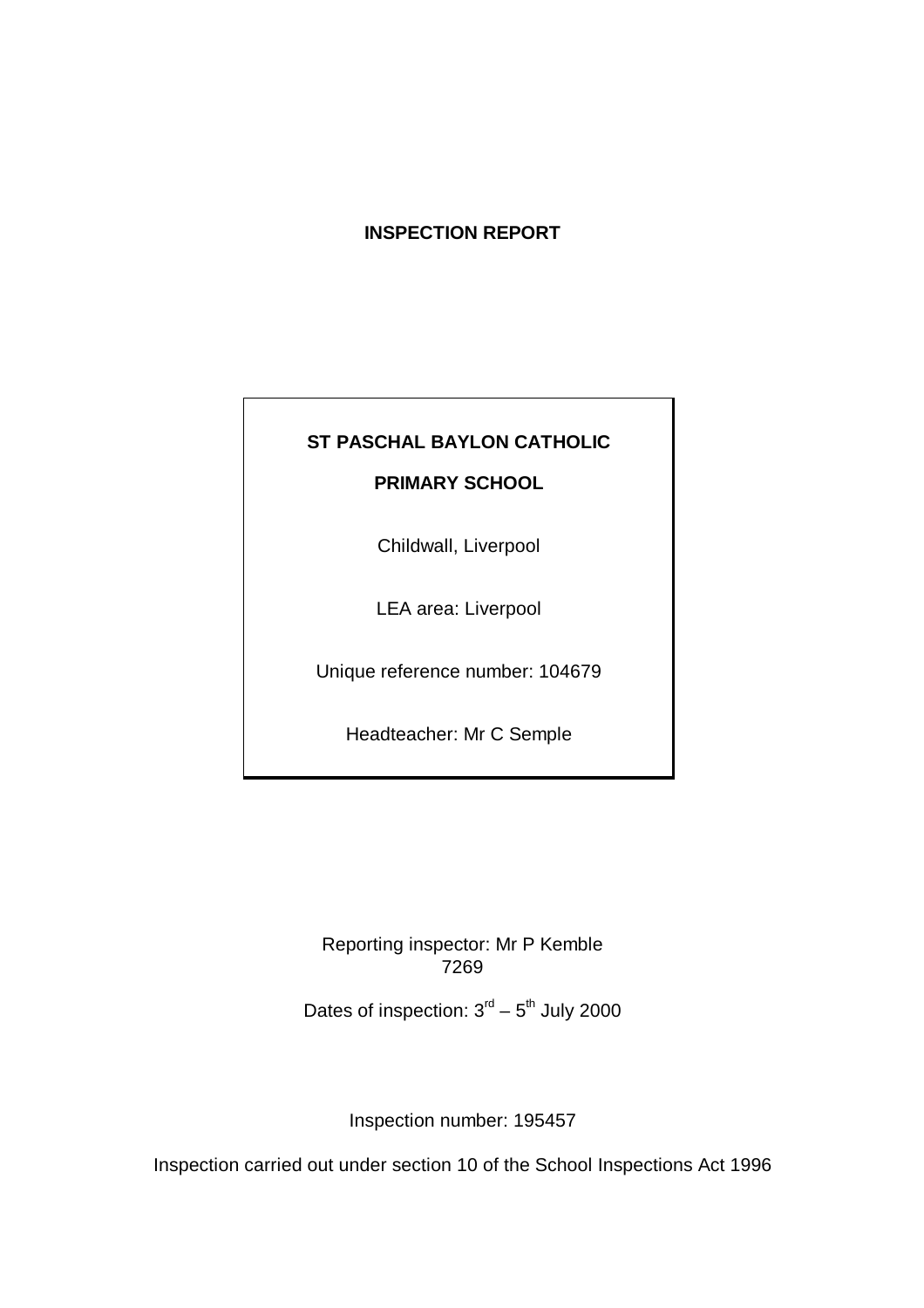# INSPECTION REPORT

**ST PASCHAL BAYLON CATHOLIC**

**PRIMARY SCHOOL**

Childwall, Liverpool

LEA area: Liverpool

Unique reference number: 104679

Headteacher: Mr C Semple

Reporting inspector: Mr P Kemble
7269

Dates of inspection: 3rd – 5th July 2000

Inspection number: 195457

Inspection carried out under section 10 of the School Inspections Act 1996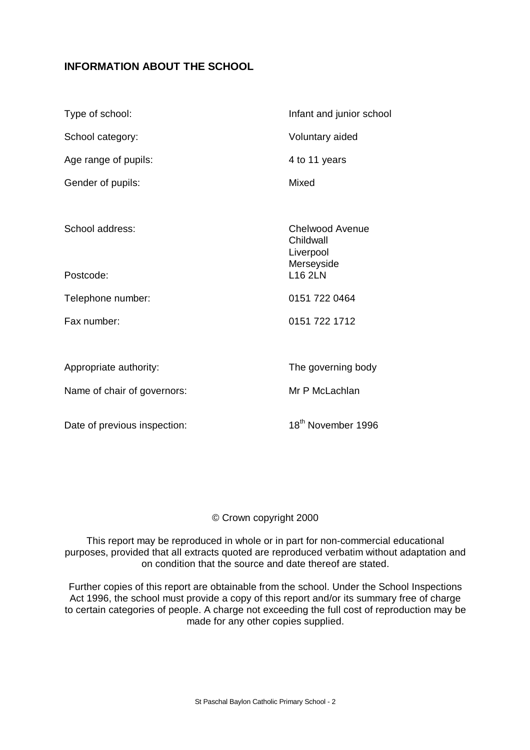## INFORMATION ABOUT THE SCHOOL

| | |
|---|---|
| Type of school: | Infant and junior school |
| School category: | Voluntary aided |
| Age range of pupils: | 4 to 11 years |
| Gender of pupils: | Mixed |
| School address: | Chelwood Avenue<br>Childwall<br>Liverpool<br>Merseyside |
| Postcode: | L16 2LN |
| Telephone number: | 0151 722 0464 |
| Fax number: | 0151 722 1712 |
| Appropriate authority: | The governing body |
| Name of chair of governors: | Mr P McLachlan |
| Date of previous inspection: | 18th November 1996 |

© Crown copyright 2000

This report may be reproduced in whole or in part for non-commercial educational purposes, provided that all extracts quoted are reproduced verbatim without adaptation and on condition that the source and date thereof are stated.

Further copies of this report are obtainable from the school. Under the School Inspections Act 1996, the school must provide a copy of this report and/or its summary free of charge to certain categories of people. A charge not exceeding the full cost of reproduction may be made for any other copies supplied.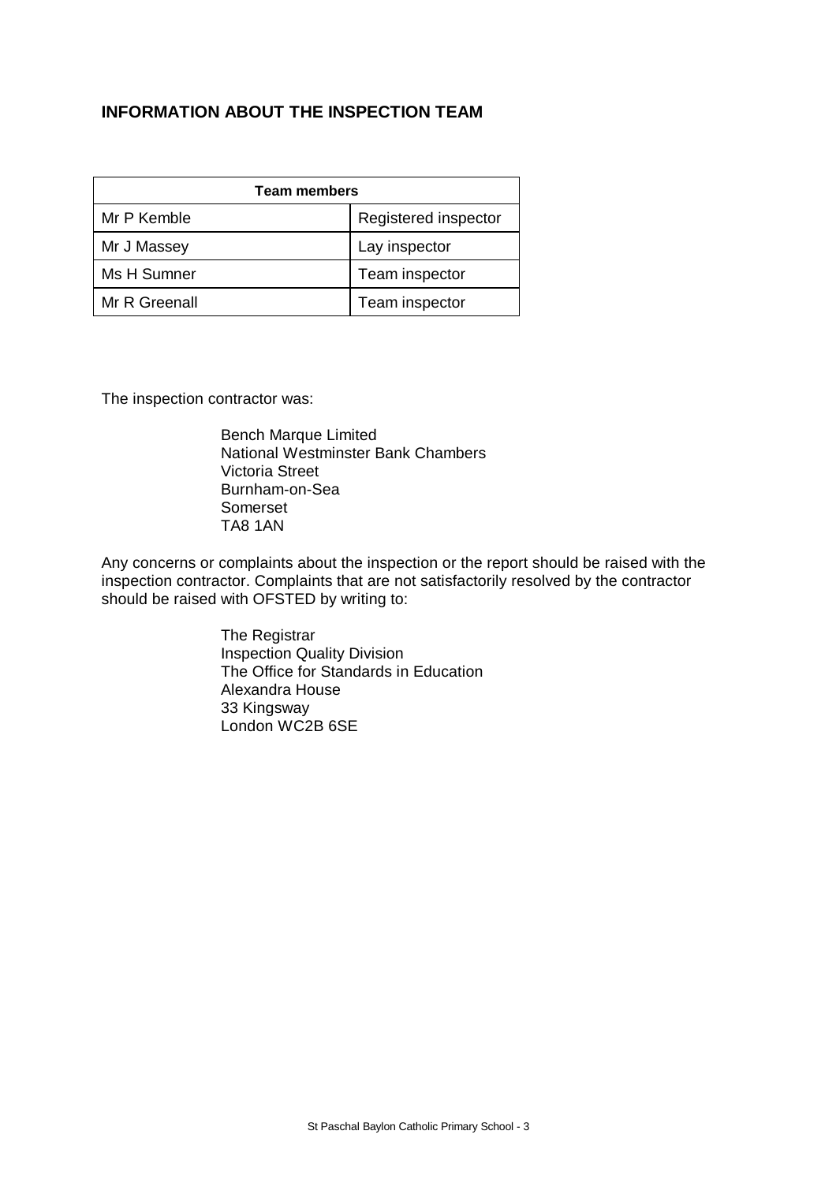## INFORMATION ABOUT THE INSPECTION TEAM

| Team members | |
|---|---|
| Mr P Kemble | Registered inspector |
| Mr J Massey | Lay inspector |
| Ms H Sumner | Team inspector |
| Mr R Greenall | Team inspector |

The inspection contractor was:

Bench Marque Limited
National Westminster Bank Chambers
Victoria Street
Burnham-on-Sea
Somerset
TA8 1AN

Any concerns or complaints about the inspection or the report should be raised with the inspection contractor. Complaints that are not satisfactorily resolved by the contractor should be raised with OFSTED by writing to:

The Registrar
Inspection Quality Division
The Office for Standards in Education
Alexandra House
33 Kingsway
London WC2B 6SE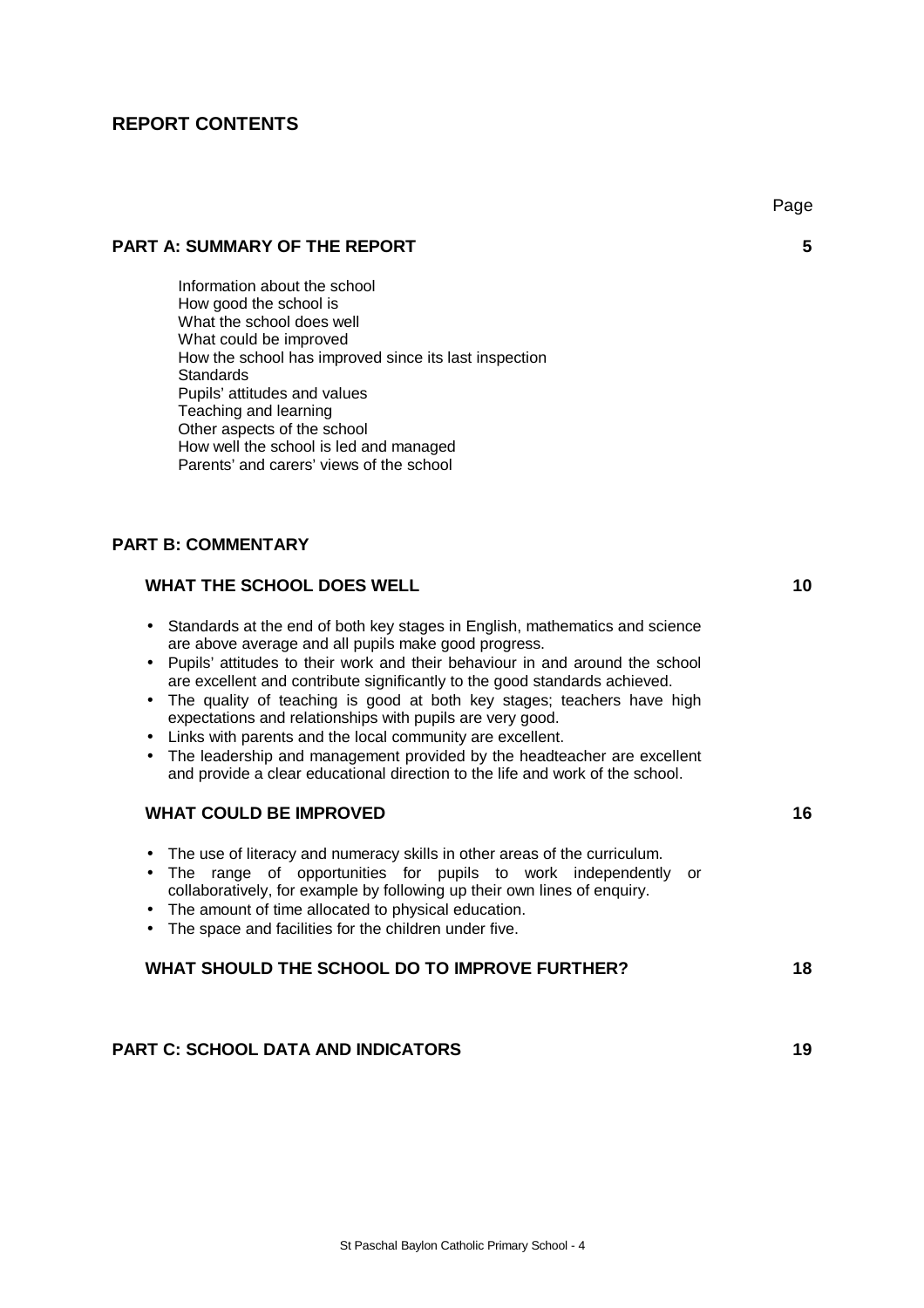## REPORT CONTENTS

| | Page |
|---|---|
| **PART A: SUMMARY OF THE REPORT** | **5** |

Information about the school
How good the school is
What the school does well
What could be improved
How the school has improved since its last inspection
Standards
Pupils' attitudes and values
Teaching and learning
Other aspects of the school
How well the school is led and managed
Parents' and carers' views of the school

**PART B: COMMENTARY**

**WHAT THE SCHOOL DOES WELL** **10**

- Standards at the end of both key stages in English, mathematics and science are above average and all pupils make good progress.
- Pupils' attitudes to their work and their behaviour in and around the school are excellent and contribute significantly to the good standards achieved.
- The quality of teaching is good at both key stages; teachers have high expectations and relationships with pupils are very good.
- Links with parents and the local community are excellent.
- The leadership and management provided by the headteacher are excellent and provide a clear educational direction to the life and work of the school.

**WHAT COULD BE IMPROVED** **16**

- The use of literacy and numeracy skills in other areas of the curriculum.
- The range of opportunities for pupils to work independently or collaboratively, for example by following up their own lines of enquiry.
- The amount of time allocated to physical education.
- The space and facilities for the children under five.

**WHAT SHOULD THE SCHOOL DO TO IMPROVE FURTHER?** **18**

**PART C: SCHOOL DATA AND INDICATORS** **19**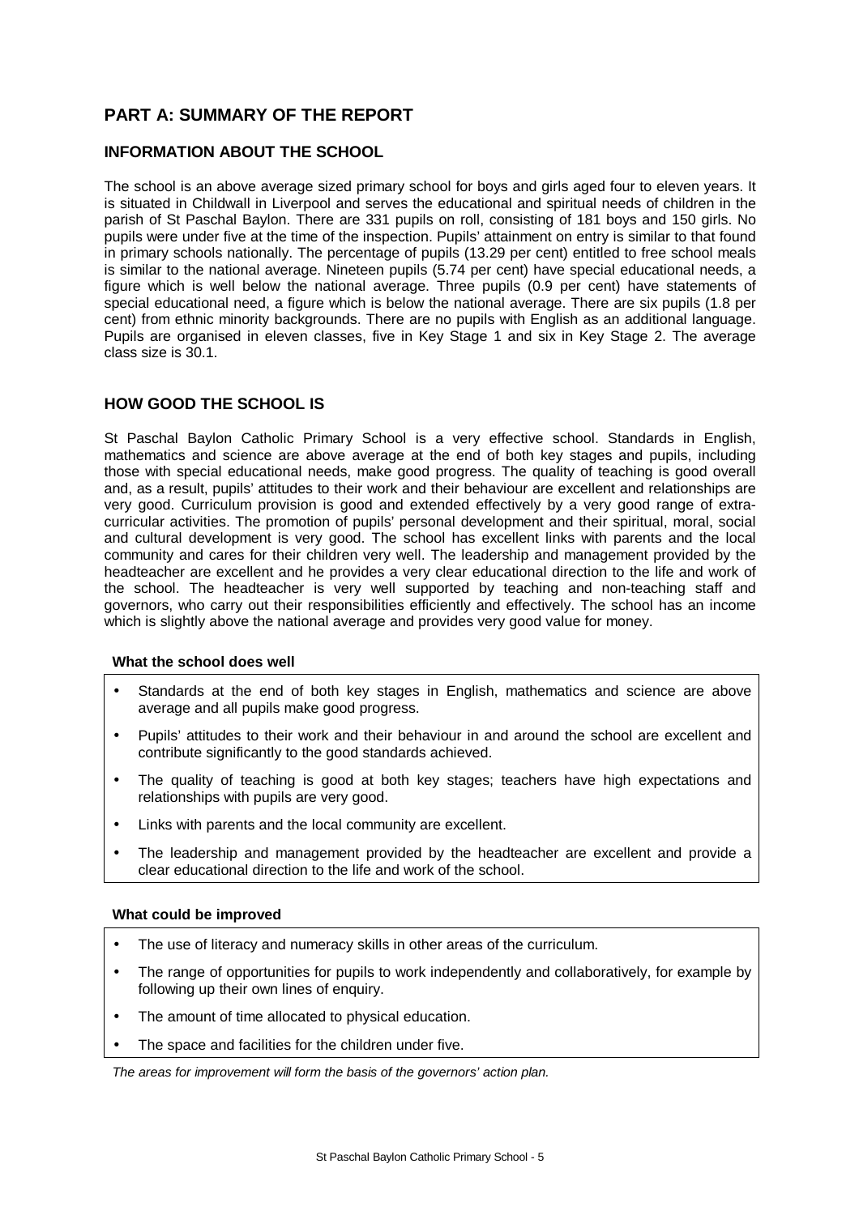# PART A: SUMMARY OF THE REPORT

## INFORMATION ABOUT THE SCHOOL

The school is an above average sized primary school for boys and girls aged four to eleven years. It is situated in Childwall in Liverpool and serves the educational and spiritual needs of children in the parish of St Paschal Baylon. There are 331 pupils on roll, consisting of 181 boys and 150 girls. No pupils were under five at the time of the inspection. Pupils' attainment on entry is similar to that found in primary schools nationally. The percentage of pupils (13.29 per cent) entitled to free school meals is similar to the national average. Nineteen pupils (5.74 per cent) have special educational needs, a figure which is well below the national average. Three pupils (0.9 per cent) have statements of special educational need, a figure which is below the national average. There are six pupils (1.8 per cent) from ethnic minority backgrounds. There are no pupils with English as an additional language. Pupils are organised in eleven classes, five in Key Stage 1 and six in Key Stage 2. The average class size is 30.1.

## HOW GOOD THE SCHOOL IS

St Paschal Baylon Catholic Primary School is a very effective school. Standards in English, mathematics and science are above average at the end of both key stages and pupils, including those with special educational needs, make good progress. The quality of teaching is good overall and, as a result, pupils' attitudes to their work and their behaviour are excellent and relationships are very good. Curriculum provision is good and extended effectively by a very good range of extra-curricular activities. The promotion of pupils' personal development and their spiritual, moral, social and cultural development is very good. The school has excellent links with parents and the local community and cares for their children very well. The leadership and management provided by the headteacher are excellent and he provides a very clear educational direction to the life and work of the school. The headteacher is very well supported by teaching and non-teaching staff and governors, who carry out their responsibilities efficiently and effectively. The school has an income which is slightly above the national average and provides very good value for money.

**What the school does well**

- Standards at the end of both key stages in English, mathematics and science are above average and all pupils make good progress.
- Pupils' attitudes to their work and their behaviour in and around the school are excellent and contribute significantly to the good standards achieved.
- The quality of teaching is good at both key stages; teachers have high expectations and relationships with pupils are very good.
- Links with parents and the local community are excellent.
- The leadership and management provided by the headteacher are excellent and provide a clear educational direction to the life and work of the school.

**What could be improved**

- The use of literacy and numeracy skills in other areas of the curriculum.
- The range of opportunities for pupils to work independently and collaboratively, for example by following up their own lines of enquiry.
- The amount of time allocated to physical education.
- The space and facilities for the children under five.

*The areas for improvement will form the basis of the governors' action plan.*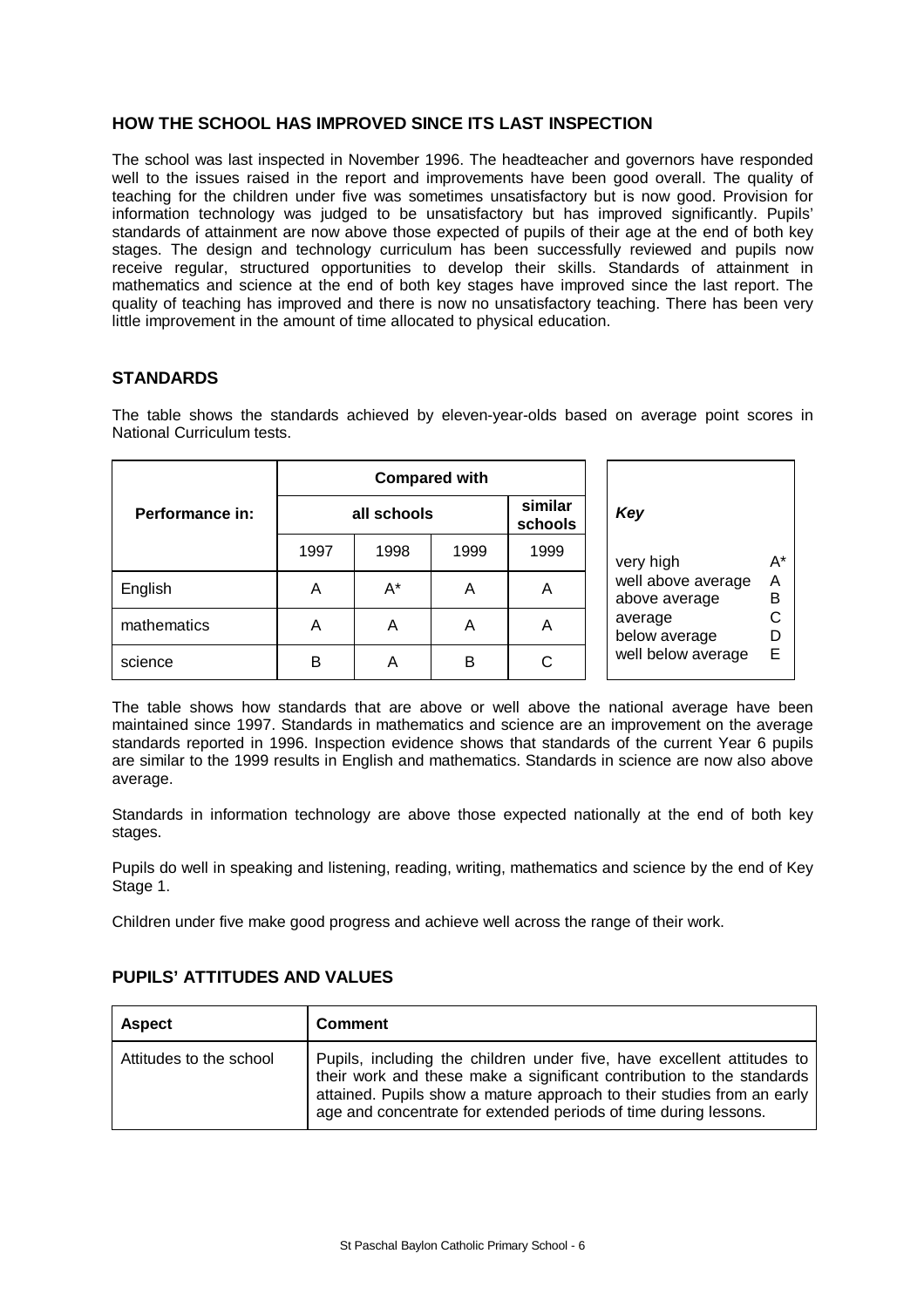## HOW THE SCHOOL HAS IMPROVED SINCE ITS LAST INSPECTION

The school was last inspected in November 1996. The headteacher and governors have responded well to the issues raised in the report and improvements have been good overall. The quality of teaching for the children under five was sometimes unsatisfactory but is now good. Provision for information technology was judged to be unsatisfactory but has improved significantly. Pupils' standards of attainment are now above those expected of pupils of their age at the end of both key stages. The design and technology curriculum has been successfully reviewed and pupils now receive regular, structured opportunities to develop their skills. Standards of attainment in mathematics and science at the end of both key stages have improved since the last report. The quality of teaching has improved and there is now no unsatisfactory teaching. There has been very little improvement in the amount of time allocated to physical education.

## STANDARDS

The table shows the standards achieved by eleven-year-olds based on average point scores in National Curriculum tests.

| Performance in: | Compared with | | | |
|---|---|---|---|---|
| | all schools | | | similar schools |
| | 1997 | 1998 | 1999 | 1999 |
| English | A | A* | A | A |
| mathematics | A | A | A | A |
| science | B | A | B | C |

| *Key* | |
|---|---|
| very high | A* |
| well above average | A |
| above average | B |
| average | C |
| below average | D |
| well below average | E |

The table shows how standards that are above or well above the national average have been maintained since 1997. Standards in mathematics and science are an improvement on the average standards reported in 1996. Inspection evidence shows that standards of the current Year 6 pupils are similar to the 1999 results in English and mathematics. Standards in science are now also above average.

Standards in information technology are above those expected nationally at the end of both key stages.

Pupils do well in speaking and listening, reading, writing, mathematics and science by the end of Key Stage 1.

Children under five make good progress and achieve well across the range of their work.

## PUPILS' ATTITUDES AND VALUES

| Aspect | Comment |
|---|---|
| Attitudes to the school | Pupils, including the children under five, have excellent attitudes to their work and these make a significant contribution to the standards attained. Pupils show a mature approach to their studies from an early age and concentrate for extended periods of time during lessons. |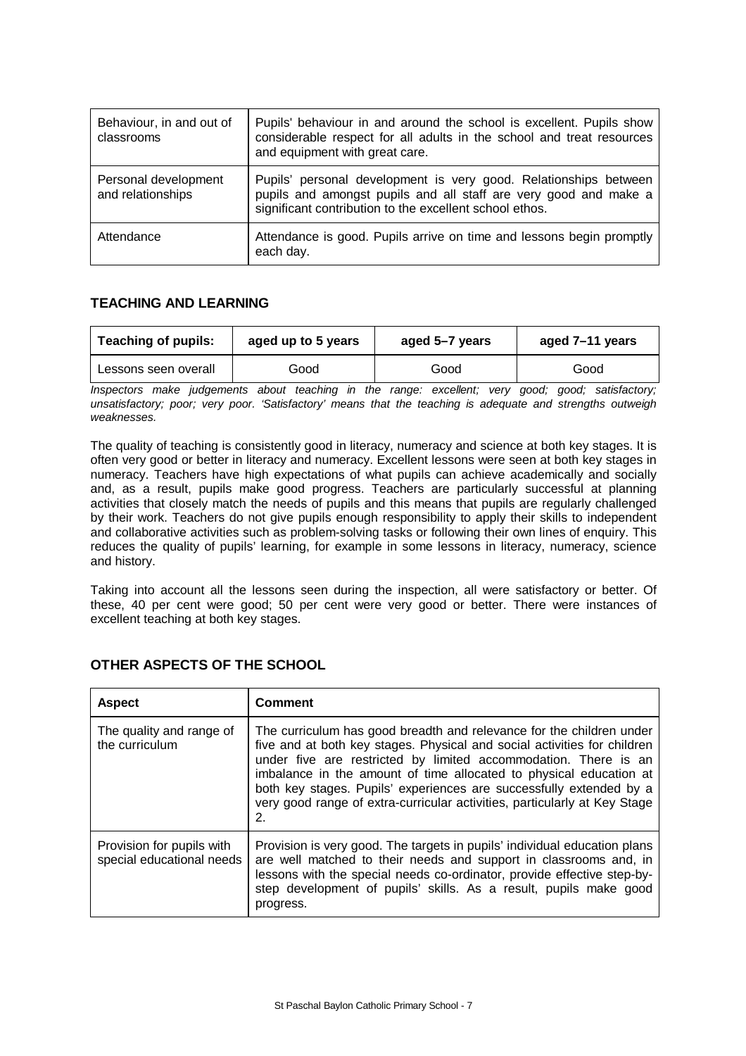| | |
|---|---|
| Behaviour, in and out of classrooms | Pupils' behaviour in and around the school is excellent. Pupils show considerable respect for all adults in the school and treat resources and equipment with great care. |
| Personal development and relationships | Pupils' personal development is very good. Relationships between pupils and amongst pupils and all staff are very good and make a significant contribution to the excellent school ethos. |
| Attendance | Attendance is good. Pupils arrive on time and lessons begin promptly each day. |

## TEACHING AND LEARNING

| Teaching of pupils: | aged up to 5 years | aged 5–7 years | aged 7–11 years |
|---|---|---|---|
| Lessons seen overall | Good | Good | Good |

*Inspectors make judgements about teaching in the range: excellent; very good; good; satisfactory; unsatisfactory; poor; very poor. 'Satisfactory' means that the teaching is adequate and strengths outweigh weaknesses.*

The quality of teaching is consistently good in literacy, numeracy and science at both key stages. It is often very good or better in literacy and numeracy. Excellent lessons were seen at both key stages in numeracy. Teachers have high expectations of what pupils can achieve academically and socially and, as a result, pupils make good progress. Teachers are particularly successful at planning activities that closely match the needs of pupils and this means that pupils are regularly challenged by their work. Teachers do not give pupils enough responsibility to apply their skills to independent and collaborative activities such as problem-solving tasks or following their own lines of enquiry. This reduces the quality of pupils' learning, for example in some lessons in literacy, numeracy, science and history.

Taking into account all the lessons seen during the inspection, all were satisfactory or better. Of these, 40 per cent were good; 50 per cent were very good or better. There were instances of excellent teaching at both key stages.

## OTHER ASPECTS OF THE SCHOOL

| Aspect | Comment |
|---|---|
| The quality and range of the curriculum | The curriculum has good breadth and relevance for the children under five and at both key stages. Physical and social activities for children under five are restricted by limited accommodation. There is an imbalance in the amount of time allocated to physical education at both key stages. Pupils' experiences are successfully extended by a very good range of extra-curricular activities, particularly at Key Stage 2. |
| Provision for pupils with special educational needs | Provision is very good. The targets in pupils' individual education plans are well matched to their needs and support in classrooms and, in lessons with the special needs co-ordinator, provide effective step-by-step development of pupils' skills. As a result, pupils make good progress. |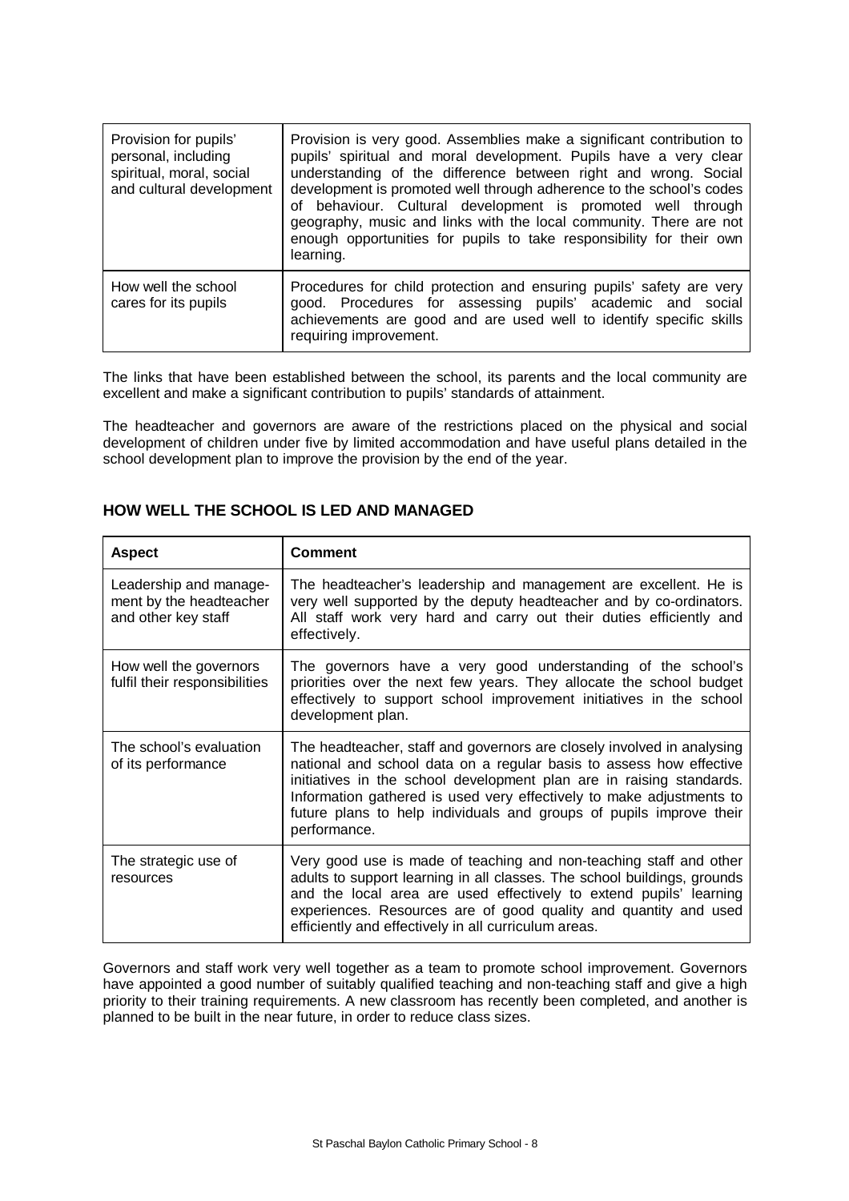| Provision for pupils' personal, including spiritual, moral, social and cultural development | Provision is very good. Assemblies make a significant contribution to pupils' spiritual and moral development. Pupils have a very clear understanding of the difference between right and wrong. Social development is promoted well through adherence to the school's codes of behaviour. Cultural development is promoted well through geography, music and links with the local community. There are not enough opportunities for pupils to take responsibility for their own learning. |
|---|---|
| How well the school cares for its pupils | Procedures for child protection and ensuring pupils' safety are very good. Procedures for assessing pupils' academic and social achievements are good and are used well to identify specific skills requiring improvement. |

The links that have been established between the school, its parents and the local community are excellent and make a significant contribution to pupils' standards of attainment.

The headteacher and governors are aware of the restrictions placed on the physical and social development of children under five by limited accommodation and have useful plans detailed in the school development plan to improve the provision by the end of the year.

## HOW WELL THE SCHOOL IS LED AND MANAGED

| Aspect | Comment |
|---|---|
| Leadership and management by the headteacher and other key staff | The headteacher's leadership and management are excellent. He is very well supported by the deputy headteacher and by co-ordinators. All staff work very hard and carry out their duties efficiently and effectively. |
| How well the governors fulfil their responsibilities | The governors have a very good understanding of the school's priorities over the next few years. They allocate the school budget effectively to support school improvement initiatives in the school development plan. |
| The school's evaluation of its performance | The headteacher, staff and governors are closely involved in analysing national and school data on a regular basis to assess how effective initiatives in the school development plan are in raising standards. Information gathered is used very effectively to make adjustments to future plans to help individuals and groups of pupils improve their performance. |
| The strategic use of resources | Very good use is made of teaching and non-teaching staff and other adults to support learning in all classes. The school buildings, grounds and the local area are used effectively to extend pupils' learning experiences. Resources are of good quality and quantity and used efficiently and effectively in all curriculum areas. |

Governors and staff work very well together as a team to promote school improvement. Governors have appointed a good number of suitably qualified teaching and non-teaching staff and give a high priority to their training requirements. A new classroom has recently been completed, and another is planned to be built in the near future, in order to reduce class sizes.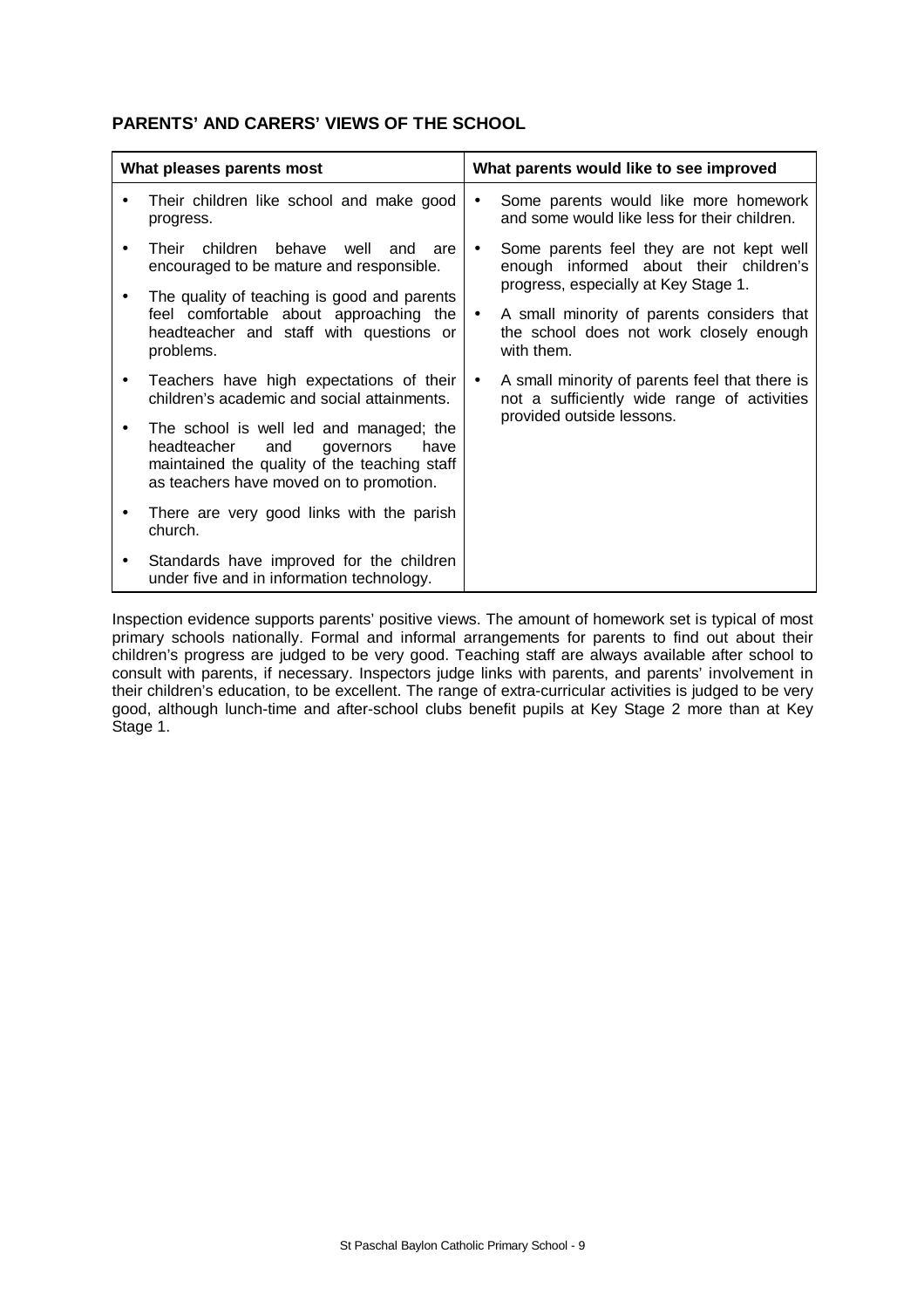## PARENTS' AND CARERS' VIEWS OF THE SCHOOL

| What pleases parents most | What parents would like to see improved |
|---|---|
| • Their children like school and make good progress.<br>• Their children behave well and are encouraged to be mature and responsible.<br>• The quality of teaching is good and parents feel comfortable about approaching the headteacher and staff with questions or problems.<br>• Teachers have high expectations of their children's academic and social attainments.<br>• The school is well led and managed; the headteacher and governors have maintained the quality of the teaching staff as teachers have moved on to promotion.<br>• There are very good links with the parish church.<br>• Standards have improved for the children under five and in information technology. | • Some parents would like more homework and some would like less for their children.<br>• Some parents feel they are not kept well enough informed about their children's progress, especially at Key Stage 1.<br>• A small minority of parents considers that the school does not work closely enough with them.<br>• A small minority of parents feel that there is not a sufficiently wide range of activities provided outside lessons. |

Inspection evidence supports parents' positive views. The amount of homework set is typical of most primary schools nationally. Formal and informal arrangements for parents to find out about their children's progress are judged to be very good. Teaching staff are always available after school to consult with parents, if necessary. Inspectors judge links with parents, and parents' involvement in their children's education, to be excellent. The range of extra-curricular activities is judged to be very good, although lunch-time and after-school clubs benefit pupils at Key Stage 2 more than at Key Stage 1.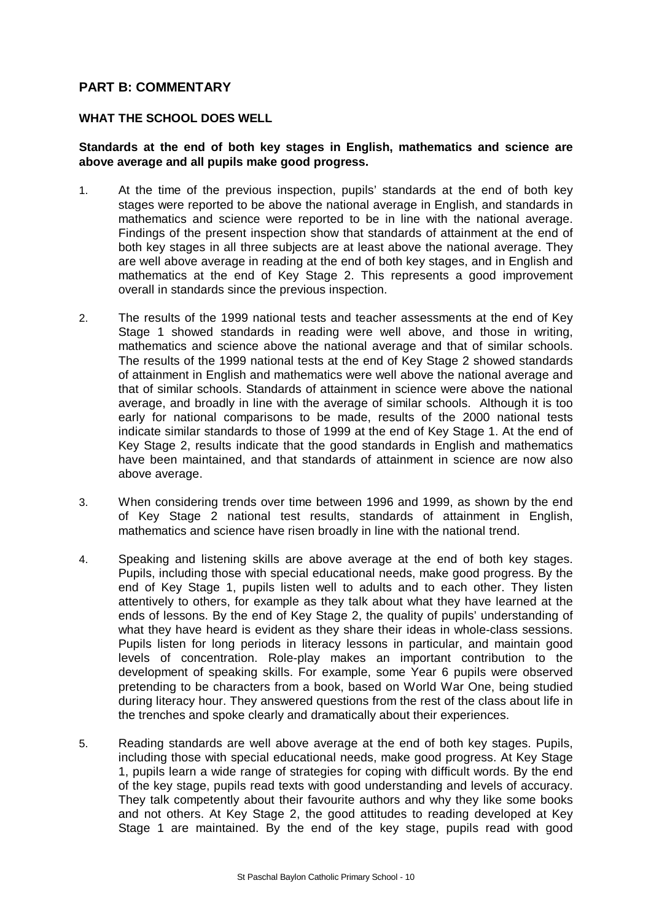## PART B: COMMENTARY

### WHAT THE SCHOOL DOES WELL

**Standards at the end of both key stages in English, mathematics and science are above average and all pupils make good progress.**

1. At the time of the previous inspection, pupils' standards at the end of both key stages were reported to be above the national average in English, and standards in mathematics and science were reported to be in line with the national average. Findings of the present inspection show that standards of attainment at the end of both key stages in all three subjects are at least above the national average. They are well above average in reading at the end of both key stages, and in English and mathematics at the end of Key Stage 2. This represents a good improvement overall in standards since the previous inspection.

2. The results of the 1999 national tests and teacher assessments at the end of Key Stage 1 showed standards in reading were well above, and those in writing, mathematics and science above the national average and that of similar schools. The results of the 1999 national tests at the end of Key Stage 2 showed standards of attainment in English and mathematics were well above the national average and that of similar schools. Standards of attainment in science were above the national average, and broadly in line with the average of similar schools. Although it is too early for national comparisons to be made, results of the 2000 national tests indicate similar standards to those of 1999 at the end of Key Stage 1. At the end of Key Stage 2, results indicate that the good standards in English and mathematics have been maintained, and that standards of attainment in science are now also above average.

3. When considering trends over time between 1996 and 1999, as shown by the end of Key Stage 2 national test results, standards of attainment in English, mathematics and science have risen broadly in line with the national trend.

4. Speaking and listening skills are above average at the end of both key stages. Pupils, including those with special educational needs, make good progress. By the end of Key Stage 1, pupils listen well to adults and to each other. They listen attentively to others, for example as they talk about what they have learned at the ends of lessons. By the end of Key Stage 2, the quality of pupils' understanding of what they have heard is evident as they share their ideas in whole-class sessions. Pupils listen for long periods in literacy lessons in particular, and maintain good levels of concentration. Role-play makes an important contribution to the development of speaking skills. For example, some Year 6 pupils were observed pretending to be characters from a book, based on World War One, being studied during literacy hour. They answered questions from the rest of the class about life in the trenches and spoke clearly and dramatically about their experiences.

5. Reading standards are well above average at the end of both key stages. Pupils, including those with special educational needs, make good progress. At Key Stage 1, pupils learn a wide range of strategies for coping with difficult words. By the end of the key stage, pupils read texts with good understanding and levels of accuracy. They talk competently about their favourite authors and why they like some books and not others. At Key Stage 2, the good attitudes to reading developed at Key Stage 1 are maintained. By the end of the key stage, pupils read with good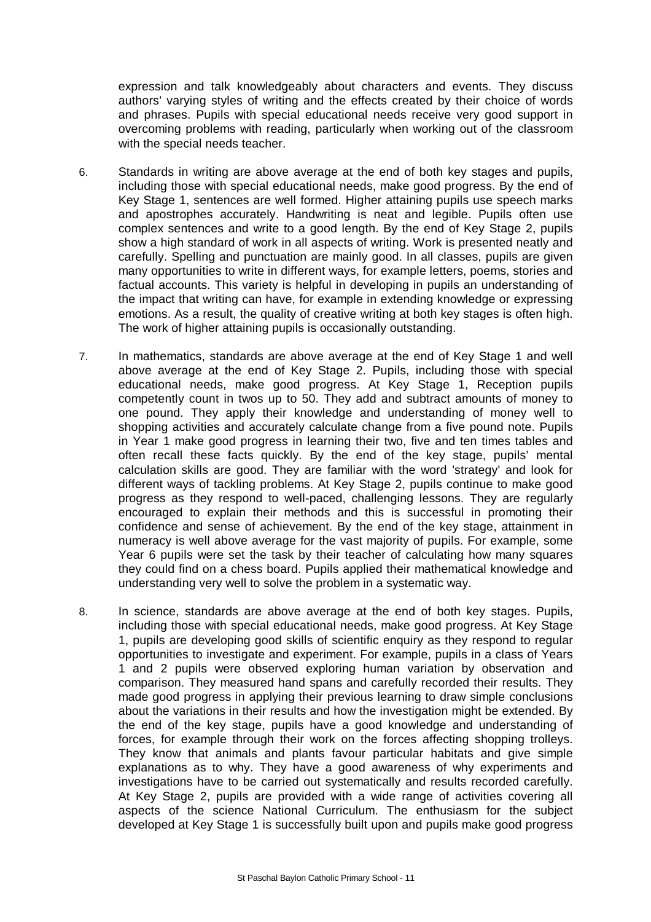expression and talk knowledgeably about characters and events. They discuss authors' varying styles of writing and the effects created by their choice of words and phrases. Pupils with special educational needs receive very good support in overcoming problems with reading, particularly when working out of the classroom with the special needs teacher.

6. Standards in writing are above average at the end of both key stages and pupils, including those with special educational needs, make good progress. By the end of Key Stage 1, sentences are well formed. Higher attaining pupils use speech marks and apostrophes accurately. Handwriting is neat and legible. Pupils often use complex sentences and write to a good length. By the end of Key Stage 2, pupils show a high standard of work in all aspects of writing. Work is presented neatly and carefully. Spelling and punctuation are mainly good. In all classes, pupils are given many opportunities to write in different ways, for example letters, poems, stories and factual accounts. This variety is helpful in developing in pupils an understanding of the impact that writing can have, for example in extending knowledge or expressing emotions. As a result, the quality of creative writing at both key stages is often high. The work of higher attaining pupils is occasionally outstanding.

7. In mathematics, standards are above average at the end of Key Stage 1 and well above average at the end of Key Stage 2. Pupils, including those with special educational needs, make good progress. At Key Stage 1, Reception pupils competently count in twos up to 50. They add and subtract amounts of money to one pound. They apply their knowledge and understanding of money well to shopping activities and accurately calculate change from a five pound note. Pupils in Year 1 make good progress in learning their two, five and ten times tables and often recall these facts quickly. By the end of the key stage, pupils' mental calculation skills are good. They are familiar with the word 'strategy' and look for different ways of tackling problems. At Key Stage 2, pupils continue to make good progress as they respond to well-paced, challenging lessons. They are regularly encouraged to explain their methods and this is successful in promoting their confidence and sense of achievement. By the end of the key stage, attainment in numeracy is well above average for the vast majority of pupils. For example, some Year 6 pupils were set the task by their teacher of calculating how many squares they could find on a chess board. Pupils applied their mathematical knowledge and understanding very well to solve the problem in a systematic way.

8. In science, standards are above average at the end of both key stages. Pupils, including those with special educational needs, make good progress. At Key Stage 1, pupils are developing good skills of scientific enquiry as they respond to regular opportunities to investigate and experiment. For example, pupils in a class of Years 1 and 2 pupils were observed exploring human variation by observation and comparison. They measured hand spans and carefully recorded their results. They made good progress in applying their previous learning to draw simple conclusions about the variations in their results and how the investigation might be extended. By the end of the key stage, pupils have a good knowledge and understanding of forces, for example through their work on the forces affecting shopping trolleys. They know that animals and plants favour particular habitats and give simple explanations as to why. They have a good awareness of why experiments and investigations have to be carried out systematically and results recorded carefully. At Key Stage 2, pupils are provided with a wide range of activities covering all aspects of the science National Curriculum. The enthusiasm for the subject developed at Key Stage 1 is successfully built upon and pupils make good progress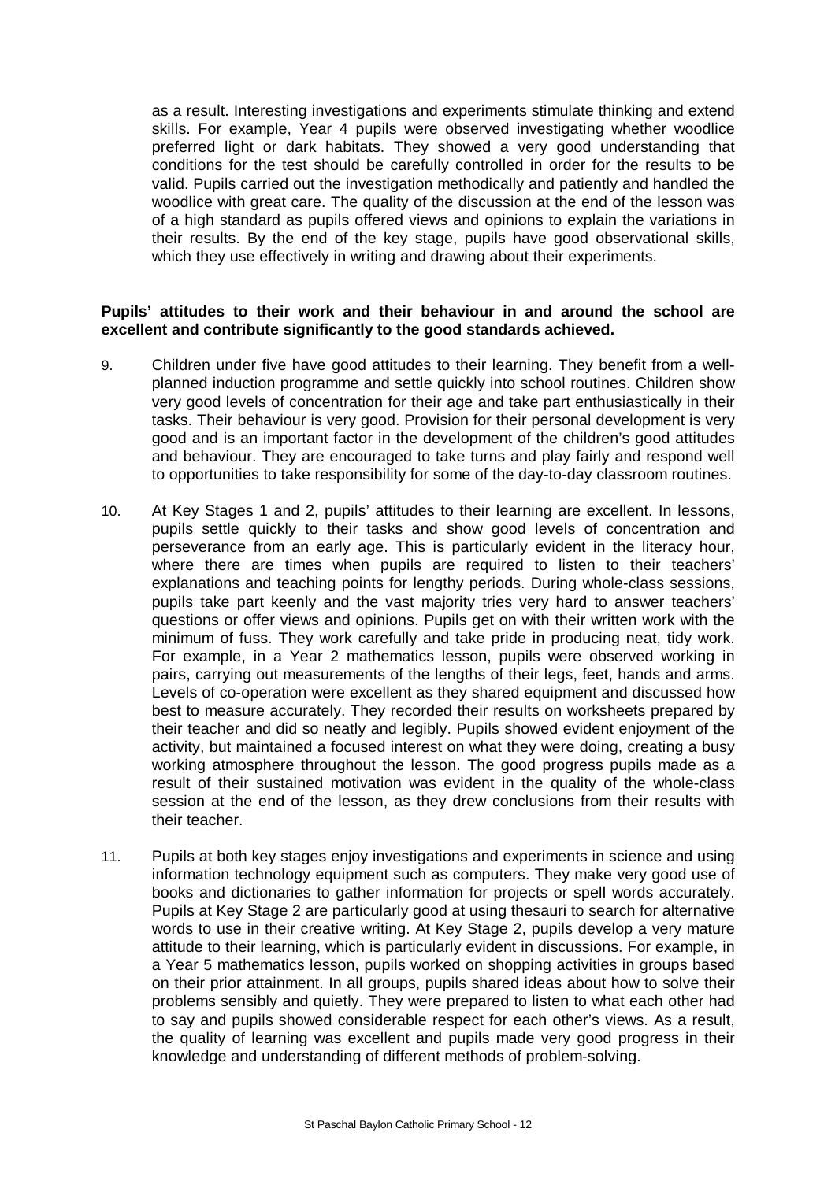as a result. Interesting investigations and experiments stimulate thinking and extend skills. For example, Year 4 pupils were observed investigating whether woodlice preferred light or dark habitats. They showed a very good understanding that conditions for the test should be carefully controlled in order for the results to be valid. Pupils carried out the investigation methodically and patiently and handled the woodlice with great care. The quality of the discussion at the end of the lesson was of a high standard as pupils offered views and opinions to explain the variations in their results. By the end of the key stage, pupils have good observational skills, which they use effectively in writing and drawing about their experiments.

**Pupils' attitudes to their work and their behaviour in and around the school are excellent and contribute significantly to the good standards achieved.**

9. Children under five have good attitudes to their learning. They benefit from a well-planned induction programme and settle quickly into school routines. Children show very good levels of concentration for their age and take part enthusiastically in their tasks. Their behaviour is very good. Provision for their personal development is very good and is an important factor in the development of the children's good attitudes and behaviour. They are encouraged to take turns and play fairly and respond well to opportunities to take responsibility for some of the day-to-day classroom routines.

10. At Key Stages 1 and 2, pupils' attitudes to their learning are excellent. In lessons, pupils settle quickly to their tasks and show good levels of concentration and perseverance from an early age. This is particularly evident in the literacy hour, where there are times when pupils are required to listen to their teachers' explanations and teaching points for lengthy periods. During whole-class sessions, pupils take part keenly and the vast majority tries very hard to answer teachers' questions or offer views and opinions. Pupils get on with their written work with the minimum of fuss. They work carefully and take pride in producing neat, tidy work. For example, in a Year 2 mathematics lesson, pupils were observed working in pairs, carrying out measurements of the lengths of their legs, feet, hands and arms. Levels of co-operation were excellent as they shared equipment and discussed how best to measure accurately. They recorded their results on worksheets prepared by their teacher and did so neatly and legibly. Pupils showed evident enjoyment of the activity, but maintained a focused interest on what they were doing, creating a busy working atmosphere throughout the lesson. The good progress pupils made as a result of their sustained motivation was evident in the quality of the whole-class session at the end of the lesson, as they drew conclusions from their results with their teacher.

11. Pupils at both key stages enjoy investigations and experiments in science and using information technology equipment such as computers. They make very good use of books and dictionaries to gather information for projects or spell words accurately. Pupils at Key Stage 2 are particularly good at using thesauri to search for alternative words to use in their creative writing. At Key Stage 2, pupils develop a very mature attitude to their learning, which is particularly evident in discussions. For example, in a Year 5 mathematics lesson, pupils worked on shopping activities in groups based on their prior attainment. In all groups, pupils shared ideas about how to solve their problems sensibly and quietly. They were prepared to listen to what each other had to say and pupils showed considerable respect for each other's views. As a result, the quality of learning was excellent and pupils made very good progress in their knowledge and understanding of different methods of problem-solving.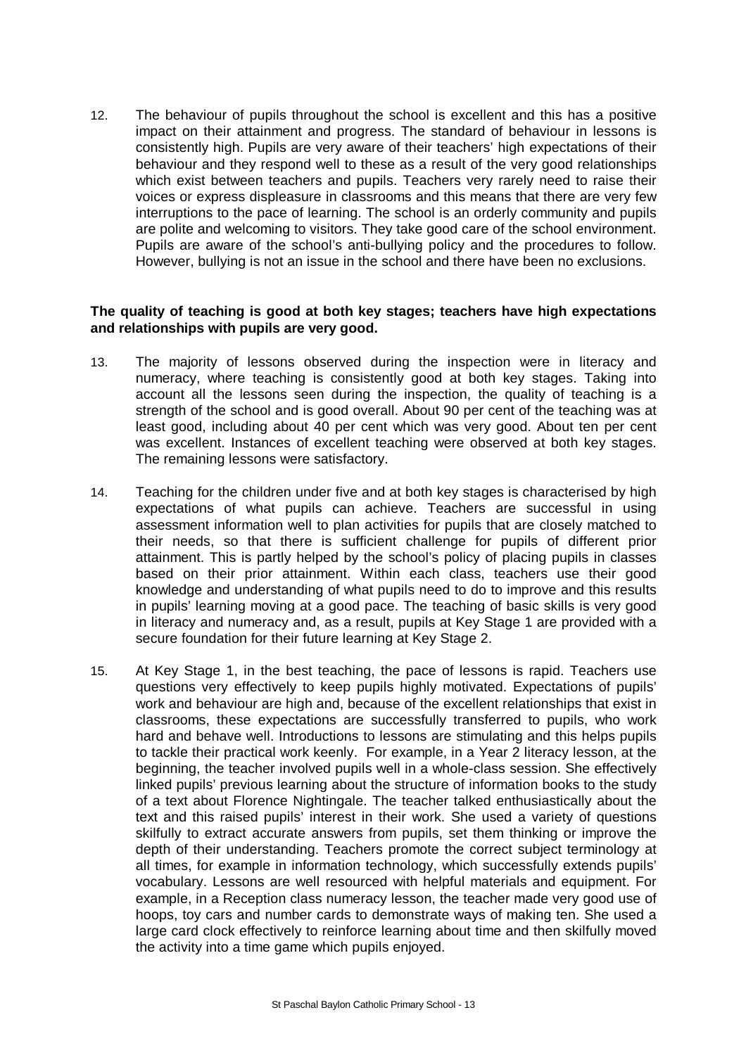12. The behaviour of pupils throughout the school is excellent and this has a positive impact on their attainment and progress. The standard of behaviour in lessons is consistently high. Pupils are very aware of their teachers' high expectations of their behaviour and they respond well to these as a result of the very good relationships which exist between teachers and pupils. Teachers very rarely need to raise their voices or express displeasure in classrooms and this means that there are very few interruptions to the pace of learning. The school is an orderly community and pupils are polite and welcoming to visitors. They take good care of the school environment. Pupils are aware of the school's anti-bullying policy and the procedures to follow. However, bullying is not an issue in the school and there have been no exclusions.

**The quality of teaching is good at both key stages; teachers have high expectations and relationships with pupils are very good.**

13. The majority of lessons observed during the inspection were in literacy and numeracy, where teaching is consistently good at both key stages. Taking into account all the lessons seen during the inspection, the quality of teaching is a strength of the school and is good overall. About 90 per cent of the teaching was at least good, including about 40 per cent which was very good. About ten per cent was excellent. Instances of excellent teaching were observed at both key stages. The remaining lessons were satisfactory.

14. Teaching for the children under five and at both key stages is characterised by high expectations of what pupils can achieve. Teachers are successful in using assessment information well to plan activities for pupils that are closely matched to their needs, so that there is sufficient challenge for pupils of different prior attainment. This is partly helped by the school's policy of placing pupils in classes based on their prior attainment. Within each class, teachers use their good knowledge and understanding of what pupils need to do to improve and this results in pupils' learning moving at a good pace. The teaching of basic skills is very good in literacy and numeracy and, as a result, pupils at Key Stage 1 are provided with a secure foundation for their future learning at Key Stage 2.

15. At Key Stage 1, in the best teaching, the pace of lessons is rapid. Teachers use questions very effectively to keep pupils highly motivated. Expectations of pupils' work and behaviour are high and, because of the excellent relationships that exist in classrooms, these expectations are successfully transferred to pupils, who work hard and behave well. Introductions to lessons are stimulating and this helps pupils to tackle their practical work keenly. For example, in a Year 2 literacy lesson, at the beginning, the teacher involved pupils well in a whole-class session. She effectively linked pupils' previous learning about the structure of information books to the study of a text about Florence Nightingale. The teacher talked enthusiastically about the text and this raised pupils' interest in their work. She used a variety of questions skilfully to extract accurate answers from pupils, set them thinking or improve the depth of their understanding. Teachers promote the correct subject terminology at all times, for example in information technology, which successfully extends pupils' vocabulary. Lessons are well resourced with helpful materials and equipment. For example, in a Reception class numeracy lesson, the teacher made very good use of hoops, toy cars and number cards to demonstrate ways of making ten. She used a large card clock effectively to reinforce learning about time and then skilfully moved the activity into a time game which pupils enjoyed.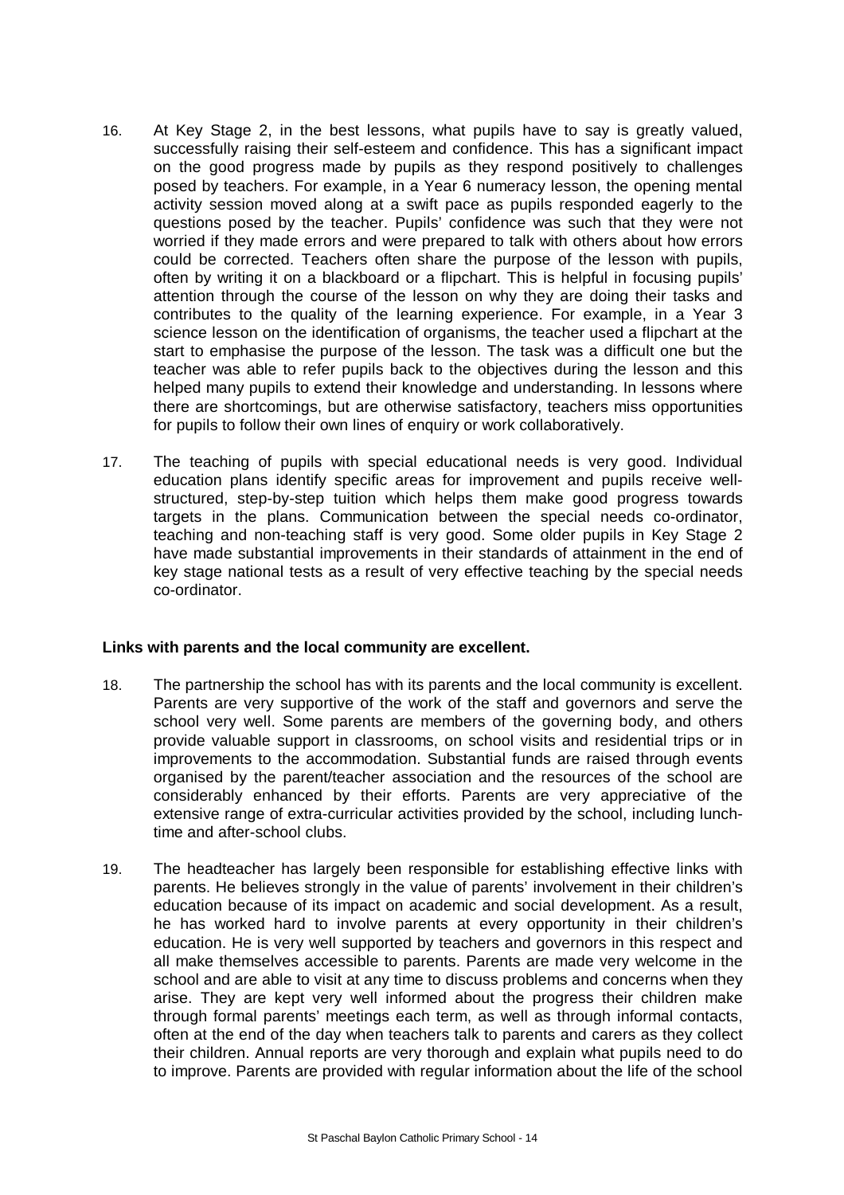16. At Key Stage 2, in the best lessons, what pupils have to say is greatly valued, successfully raising their self-esteem and confidence. This has a significant impact on the good progress made by pupils as they respond positively to challenges posed by teachers. For example, in a Year 6 numeracy lesson, the opening mental activity session moved along at a swift pace as pupils responded eagerly to the questions posed by the teacher. Pupils' confidence was such that they were not worried if they made errors and were prepared to talk with others about how errors could be corrected. Teachers often share the purpose of the lesson with pupils, often by writing it on a blackboard or a flipchart. This is helpful in focusing pupils' attention through the course of the lesson on why they are doing their tasks and contributes to the quality of the learning experience. For example, in a Year 3 science lesson on the identification of organisms, the teacher used a flipchart at the start to emphasise the purpose of the lesson. The task was a difficult one but the teacher was able to refer pupils back to the objectives during the lesson and this helped many pupils to extend their knowledge and understanding. In lessons where there are shortcomings, but are otherwise satisfactory, teachers miss opportunities for pupils to follow their own lines of enquiry or work collaboratively.

17. The teaching of pupils with special educational needs is very good. Individual education plans identify specific areas for improvement and pupils receive well-structured, step-by-step tuition which helps them make good progress towards targets in the plans. Communication between the special needs co-ordinator, teaching and non-teaching staff is very good. Some older pupils in Key Stage 2 have made substantial improvements in their standards of attainment in the end of key stage national tests as a result of very effective teaching by the special needs co-ordinator.

**Links with parents and the local community are excellent.**

18. The partnership the school has with its parents and the local community is excellent. Parents are very supportive of the work of the staff and governors and serve the school very well. Some parents are members of the governing body, and others provide valuable support in classrooms, on school visits and residential trips or in improvements to the accommodation. Substantial funds are raised through events organised by the parent/teacher association and the resources of the school are considerably enhanced by their efforts. Parents are very appreciative of the extensive range of extra-curricular activities provided by the school, including lunch-time and after-school clubs.

19. The headteacher has largely been responsible for establishing effective links with parents. He believes strongly in the value of parents' involvement in their children's education because of its impact on academic and social development. As a result, he has worked hard to involve parents at every opportunity in their children's education. He is very well supported by teachers and governors in this respect and all make themselves accessible to parents. Parents are made very welcome in the school and are able to visit at any time to discuss problems and concerns when they arise. They are kept very well informed about the progress their children make through formal parents' meetings each term, as well as through informal contacts, often at the end of the day when teachers talk to parents and carers as they collect their children. Annual reports are very thorough and explain what pupils need to do to improve. Parents are provided with regular information about the life of the school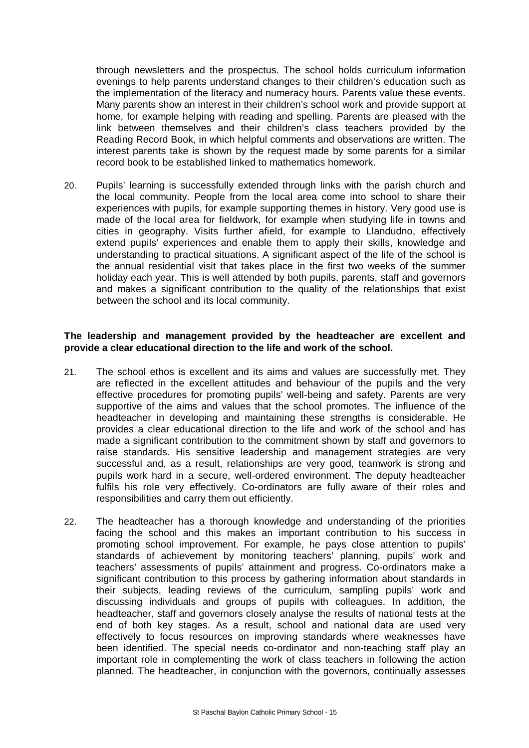through newsletters and the prospectus. The school holds curriculum information evenings to help parents understand changes to their children's education such as the implementation of the literacy and numeracy hours. Parents value these events. Many parents show an interest in their children's school work and provide support at home, for example helping with reading and spelling. Parents are pleased with the link between themselves and their children's class teachers provided by the Reading Record Book, in which helpful comments and observations are written. The interest parents take is shown by the request made by some parents for a similar record book to be established linked to mathematics homework.

20. Pupils' learning is successfully extended through links with the parish church and the local community. People from the local area come into school to share their experiences with pupils, for example supporting themes in history. Very good use is made of the local area for fieldwork, for example when studying life in towns and cities in geography. Visits further afield, for example to Llandudno, effectively extend pupils' experiences and enable them to apply their skills, knowledge and understanding to practical situations. A significant aspect of the life of the school is the annual residential visit that takes place in the first two weeks of the summer holiday each year. This is well attended by both pupils, parents, staff and governors and makes a significant contribution to the quality of the relationships that exist between the school and its local community.

**The leadership and management provided by the headteacher are excellent and provide a clear educational direction to the life and work of the school.**

21. The school ethos is excellent and its aims and values are successfully met. They are reflected in the excellent attitudes and behaviour of the pupils and the very effective procedures for promoting pupils' well-being and safety. Parents are very supportive of the aims and values that the school promotes. The influence of the headteacher in developing and maintaining these strengths is considerable. He provides a clear educational direction to the life and work of the school and has made a significant contribution to the commitment shown by staff and governors to raise standards. His sensitive leadership and management strategies are very successful and, as a result, relationships are very good, teamwork is strong and pupils work hard in a secure, well-ordered environment. The deputy headteacher fulfils his role very effectively. Co-ordinators are fully aware of their roles and responsibilities and carry them out efficiently.

22. The headteacher has a thorough knowledge and understanding of the priorities facing the school and this makes an important contribution to his success in promoting school improvement. For example, he pays close attention to pupils' standards of achievement by monitoring teachers' planning, pupils' work and teachers' assessments of pupils' attainment and progress. Co-ordinators make a significant contribution to this process by gathering information about standards in their subjects, leading reviews of the curriculum, sampling pupils' work and discussing individuals and groups of pupils with colleagues. In addition, the headteacher, staff and governors closely analyse the results of national tests at the end of both key stages. As a result, school and national data are used very effectively to focus resources on improving standards where weaknesses have been identified. The special needs co-ordinator and non-teaching staff play an important role in complementing the work of class teachers in following the action planned. The headteacher, in conjunction with the governors, continually assesses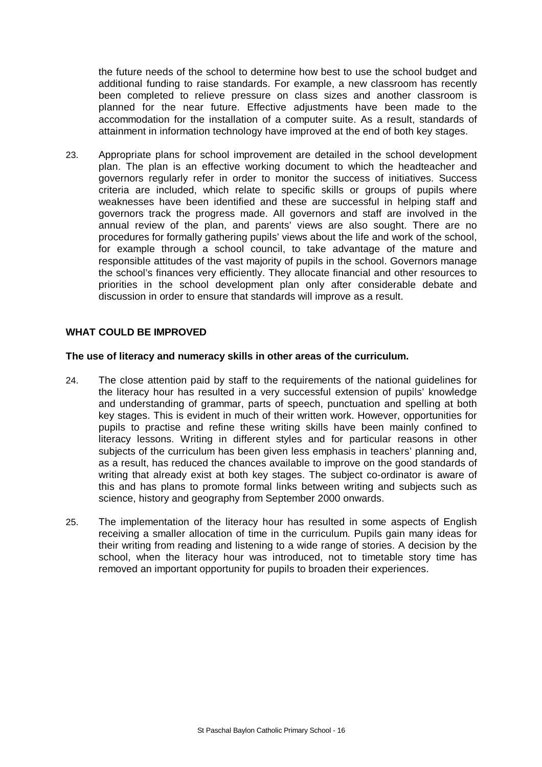the future needs of the school to determine how best to use the school budget and additional funding to raise standards. For example, a new classroom has recently been completed to relieve pressure on class sizes and another classroom is planned for the near future. Effective adjustments have been made to the accommodation for the installation of a computer suite. As a result, standards of attainment in information technology have improved at the end of both key stages.

23. Appropriate plans for school improvement are detailed in the school development plan. The plan is an effective working document to which the headteacher and governors regularly refer in order to monitor the success of initiatives. Success criteria are included, which relate to specific skills or groups of pupils where weaknesses have been identified and these are successful in helping staff and governors track the progress made. All governors and staff are involved in the annual review of the plan, and parents' views are also sought. There are no procedures for formally gathering pupils' views about the life and work of the school, for example through a school council, to take advantage of the mature and responsible attitudes of the vast majority of pupils in the school. Governors manage the school's finances very efficiently. They allocate financial and other resources to priorities in the school development plan only after considerable debate and discussion in order to ensure that standards will improve as a result.

## WHAT COULD BE IMPROVED

**The use of literacy and numeracy skills in other areas of the curriculum.**

24. The close attention paid by staff to the requirements of the national guidelines for the literacy hour has resulted in a very successful extension of pupils' knowledge and understanding of grammar, parts of speech, punctuation and spelling at both key stages. This is evident in much of their written work. However, opportunities for pupils to practise and refine these writing skills have been mainly confined to literacy lessons. Writing in different styles and for particular reasons in other subjects of the curriculum has been given less emphasis in teachers' planning and, as a result, has reduced the chances available to improve on the good standards of writing that already exist at both key stages. The subject co-ordinator is aware of this and has plans to promote formal links between writing and subjects such as science, history and geography from September 2000 onwards.

25. The implementation of the literacy hour has resulted in some aspects of English receiving a smaller allocation of time in the curriculum. Pupils gain many ideas for their writing from reading and listening to a wide range of stories. A decision by the school, when the literacy hour was introduced, not to timetable story time has removed an important opportunity for pupils to broaden their experiences.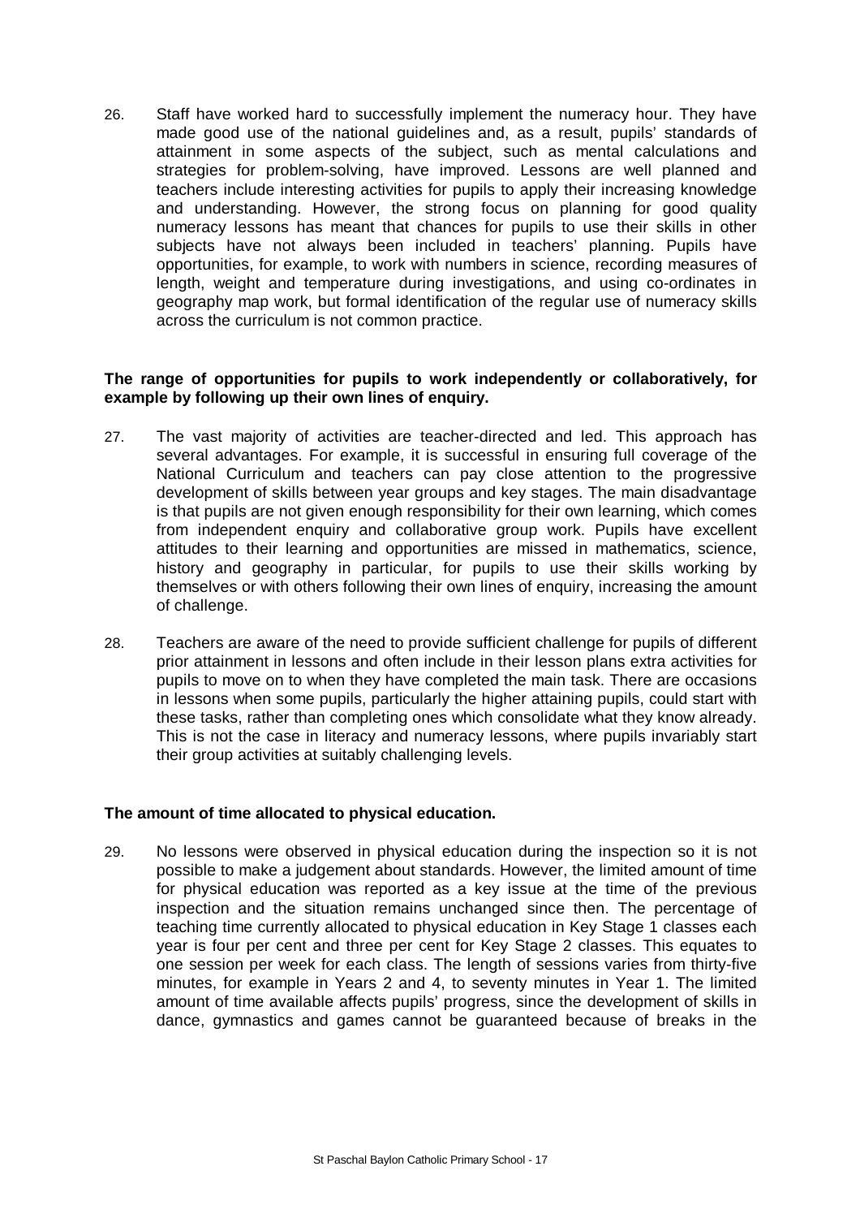26. Staff have worked hard to successfully implement the numeracy hour. They have made good use of the national guidelines and, as a result, pupils' standards of attainment in some aspects of the subject, such as mental calculations and strategies for problem-solving, have improved. Lessons are well planned and teachers include interesting activities for pupils to apply their increasing knowledge and understanding. However, the strong focus on planning for good quality numeracy lessons has meant that chances for pupils to use their skills in other subjects have not always been included in teachers' planning. Pupils have opportunities, for example, to work with numbers in science, recording measures of length, weight and temperature during investigations, and using co-ordinates in geography map work, but formal identification of the regular use of numeracy skills across the curriculum is not common practice.

**The range of opportunities for pupils to work independently or collaboratively, for example by following up their own lines of enquiry.**

27. The vast majority of activities are teacher-directed and led. This approach has several advantages. For example, it is successful in ensuring full coverage of the National Curriculum and teachers can pay close attention to the progressive development of skills between year groups and key stages. The main disadvantage is that pupils are not given enough responsibility for their own learning, which comes from independent enquiry and collaborative group work. Pupils have excellent attitudes to their learning and opportunities are missed in mathematics, science, history and geography in particular, for pupils to use their skills working by themselves or with others following their own lines of enquiry, increasing the amount of challenge.

28. Teachers are aware of the need to provide sufficient challenge for pupils of different prior attainment in lessons and often include in their lesson plans extra activities for pupils to move on to when they have completed the main task. There are occasions in lessons when some pupils, particularly the higher attaining pupils, could start with these tasks, rather than completing ones which consolidate what they know already. This is not the case in literacy and numeracy lessons, where pupils invariably start their group activities at suitably challenging levels.

**The amount of time allocated to physical education.**

29. No lessons were observed in physical education during the inspection so it is not possible to make a judgement about standards. However, the limited amount of time for physical education was reported as a key issue at the time of the previous inspection and the situation remains unchanged since then. The percentage of teaching time currently allocated to physical education in Key Stage 1 classes each year is four per cent and three per cent for Key Stage 2 classes. This equates to one session per week for each class. The length of sessions varies from thirty-five minutes, for example in Years 2 and 4, to seventy minutes in Year 1. The limited amount of time available affects pupils' progress, since the development of skills in dance, gymnastics and games cannot be guaranteed because of breaks in the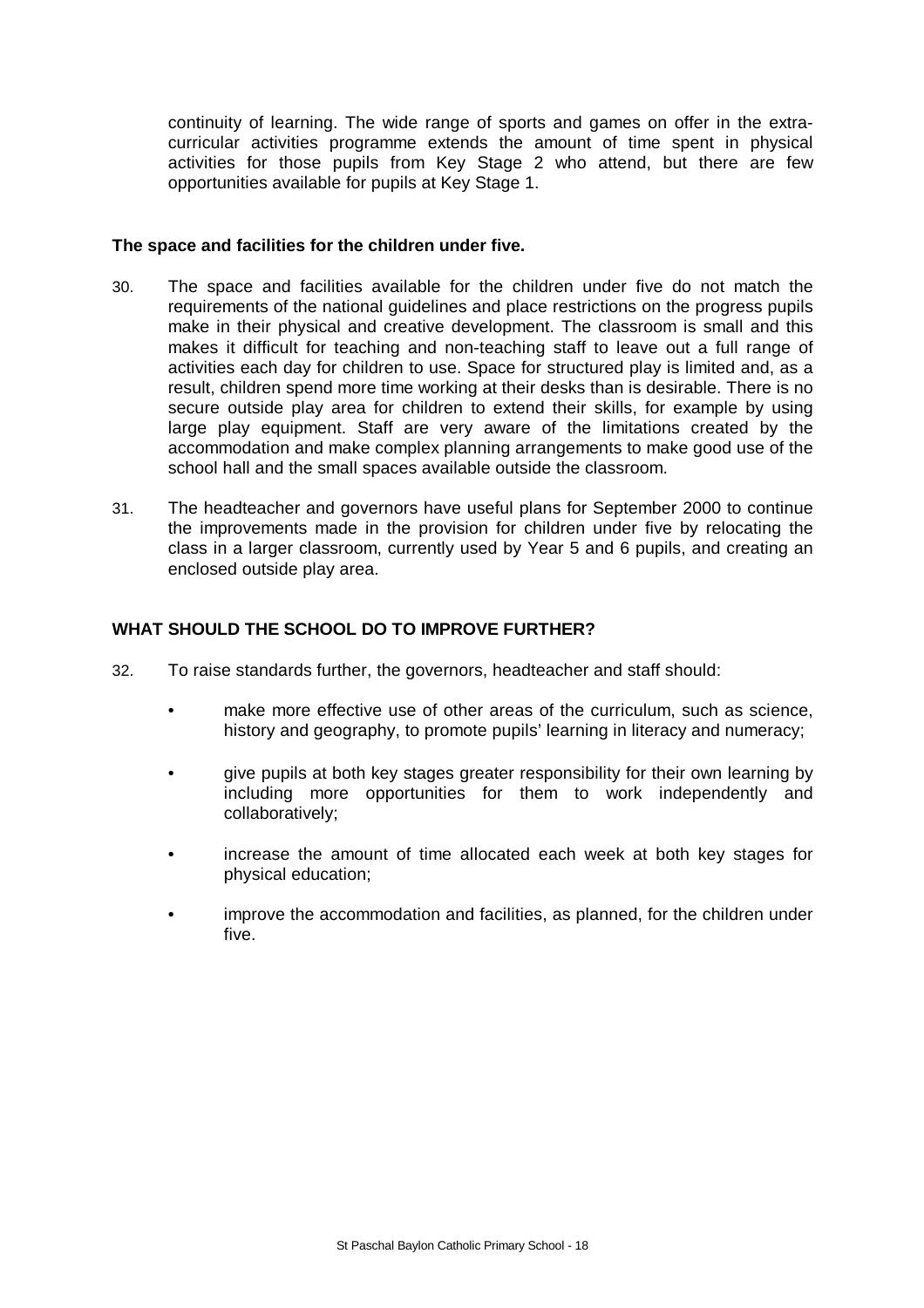continuity of learning. The wide range of sports and games on offer in the extra-curricular activities programme extends the amount of time spent in physical activities for those pupils from Key Stage 2 who attend, but there are few opportunities available for pupils at Key Stage 1.

**The space and facilities for the children under five.**

30. The space and facilities available for the children under five do not match the requirements of the national guidelines and place restrictions on the progress pupils make in their physical and creative development. The classroom is small and this makes it difficult for teaching and non-teaching staff to leave out a full range of activities each day for children to use. Space for structured play is limited and, as a result, children spend more time working at their desks than is desirable. There is no secure outside play area for children to extend their skills, for example by using large play equipment. Staff are very aware of the limitations created by the accommodation and make complex planning arrangements to make good use of the school hall and the small spaces available outside the classroom.

31. The headteacher and governors have useful plans for September 2000 to continue the improvements made in the provision for children under five by relocating the class in a larger classroom, currently used by Year 5 and 6 pupils, and creating an enclosed outside play area.

## WHAT SHOULD THE SCHOOL DO TO IMPROVE FURTHER?

32. To raise standards further, the governors, headteacher and staff should:

- make more effective use of other areas of the curriculum, such as science, history and geography, to promote pupils' learning in literacy and numeracy;
- give pupils at both key stages greater responsibility for their own learning by including more opportunities for them to work independently and collaboratively;
- increase the amount of time allocated each week at both key stages for physical education;
- improve the accommodation and facilities, as planned, for the children under five.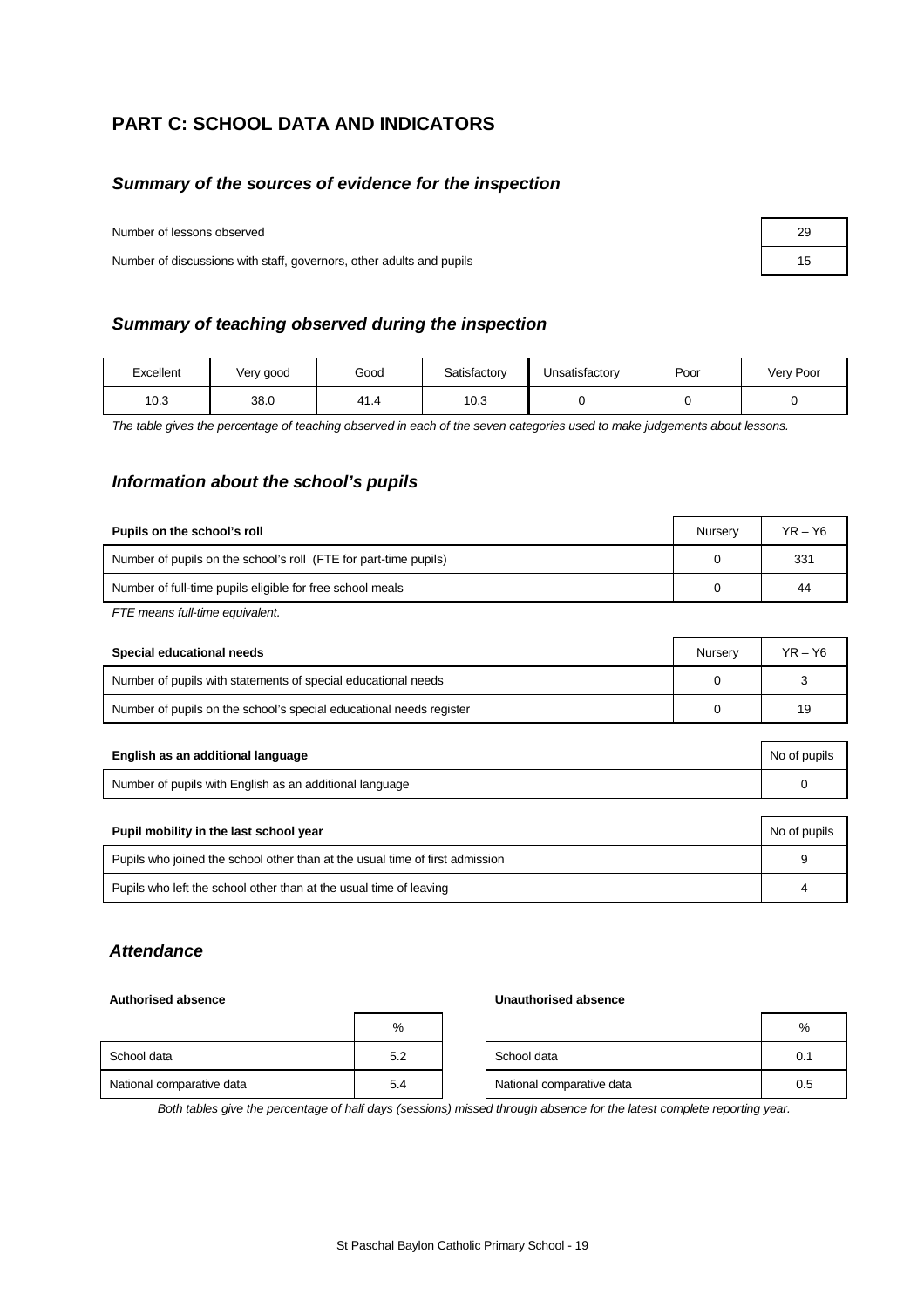## PART C: SCHOOL DATA AND INDICATORS

### *Summary of the sources of evidence for the inspection*

| | |
|---|---|
| Number of lessons observed | 29 |
| Number of discussions with staff, governors, other adults and pupils | 15 |

### *Summary of teaching observed during the inspection*

| Excellent | Very good | Good | Satisfactory | Unsatisfactory | Poor | Very Poor |
|---|---|---|---|---|---|---|
| 10.3 | 38.0 | 41.4 | 10.3 | 0 | 0 | 0 |

*The table gives the percentage of teaching observed in each of the seven categories used to make judgements about lessons.*

### *Information about the school's pupils*

| **Pupils on the school's roll** | Nursery | YR – Y6 |
|---|---|---|
| Number of pupils on the school's roll (FTE for part-time pupils) | 0 | 331 |
| Number of full-time pupils eligible for free school meals | 0 | 44 |

*FTE means full-time equivalent.*

| **Special educational needs** | Nursery | YR – Y6 |
|---|---|---|
| Number of pupils with statements of special educational needs | 0 | 3 |
| Number of pupils on the school's special educational needs register | 0 | 19 |

| **English as an additional language** | No of pupils |
|---|---|
| Number of pupils with English as an additional language | 0 |

| **Pupil mobility in the last school year** | No of pupils |
|---|---|
| Pupils who joined the school other than at the usual time of first admission | 9 |
| Pupils who left the school other than at the usual time of leaving | 4 |

### *Attendance*

**Authorised absence**

| | % |
|---|---|
| School data | 5.2 |
| National comparative data | 5.4 |

**Unauthorised absence**

| | % |
|---|---|
| School data | 0.1 |
| National comparative data | 0.5 |

*Both tables give the percentage of half days (sessions) missed through absence for the latest complete reporting year.*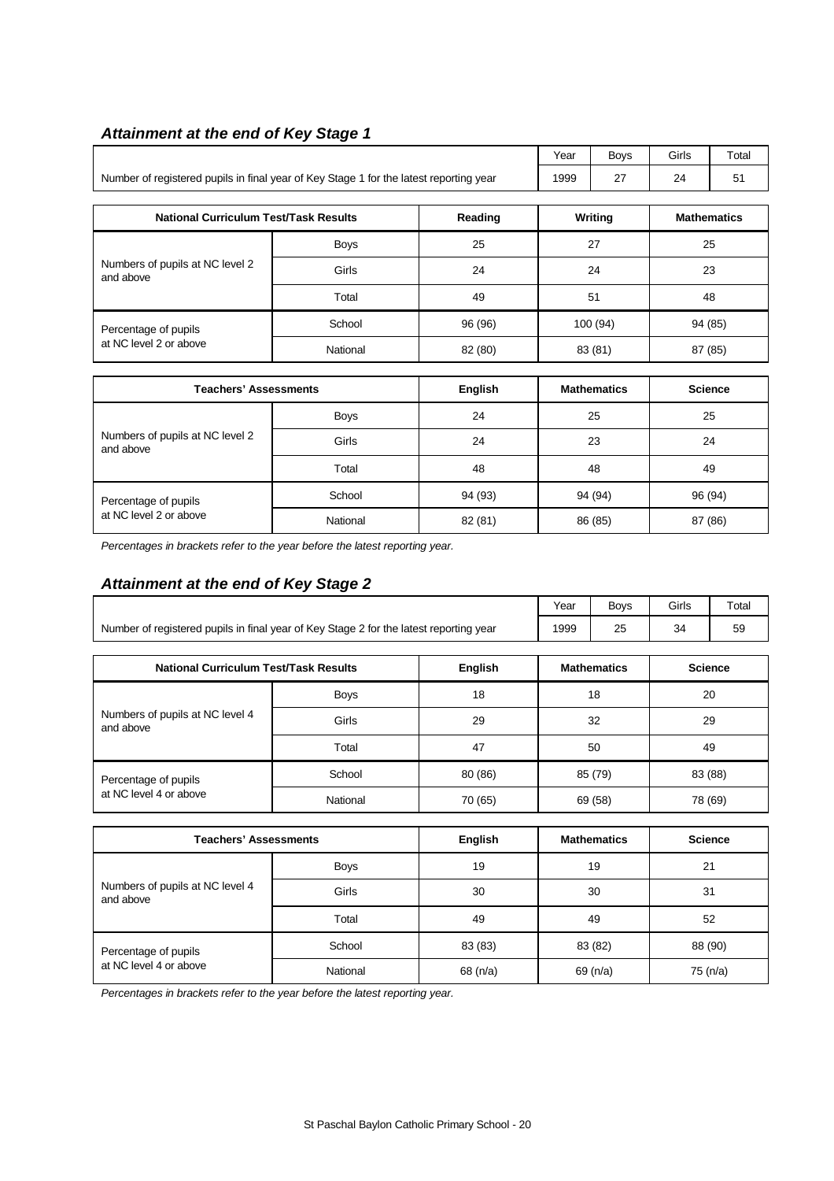### *Attainment at the end of Key Stage 1*

| | Year | Boys | Girls | Total |
|---|---|---|---|---|
| Number of registered pupils in final year of Key Stage 1 for the latest reporting year | 1999 | 27 | 24 | 51 |

| National Curriculum Test/Task Results | | Reading | Writing | Mathematics |
|---|---|---|---|---|
| Numbers of pupils at NC level 2 and above | Boys | 25 | 27 | 25 |
| | Girls | 24 | 24 | 23 |
| | Total | 49 | 51 | 48 |
| Percentage of pupils at NC level 2 or above | School | 96 (96) | 100 (94) | 94 (85) |
| | National | 82 (80) | 83 (81) | 87 (85) |

| Teachers' Assessments | | English | Mathematics | Science |
|---|---|---|---|---|
| Numbers of pupils at NC level 2 and above | Boys | 24 | 25 | 25 |
| | Girls | 24 | 23 | 24 |
| | Total | 48 | 48 | 49 |
| Percentage of pupils at NC level 2 or above | School | 94 (93) | 94 (94) | 96 (94) |
| | National | 82 (81) | 86 (85) | 87 (86) |

*Percentages in brackets refer to the year before the latest reporting year.*

### *Attainment at the end of Key Stage 2*

| | Year | Boys | Girls | Total |
|---|---|---|---|---|
| Number of registered pupils in final year of Key Stage 2 for the latest reporting year | 1999 | 25 | 34 | 59 |

| National Curriculum Test/Task Results | | English | Mathematics | Science |
|---|---|---|---|---|
| Numbers of pupils at NC level 4 and above | Boys | 18 | 18 | 20 |
| | Girls | 29 | 32 | 29 |
| | Total | 47 | 50 | 49 |
| Percentage of pupils at NC level 4 or above | School | 80 (86) | 85 (79) | 83 (88) |
| | National | 70 (65) | 69 (58) | 78 (69) |

| Teachers' Assessments | | English | Mathematics | Science |
|---|---|---|---|---|
| Numbers of pupils at NC level 4 and above | Boys | 19 | 19 | 21 |
| | Girls | 30 | 30 | 31 |
| | Total | 49 | 49 | 52 |
| Percentage of pupils at NC level 4 or above | School | 83 (83) | 83 (82) | 88 (90) |
| | National | 68 (n/a) | 69 (n/a) | 75 (n/a) |

*Percentages in brackets refer to the year before the latest reporting year.*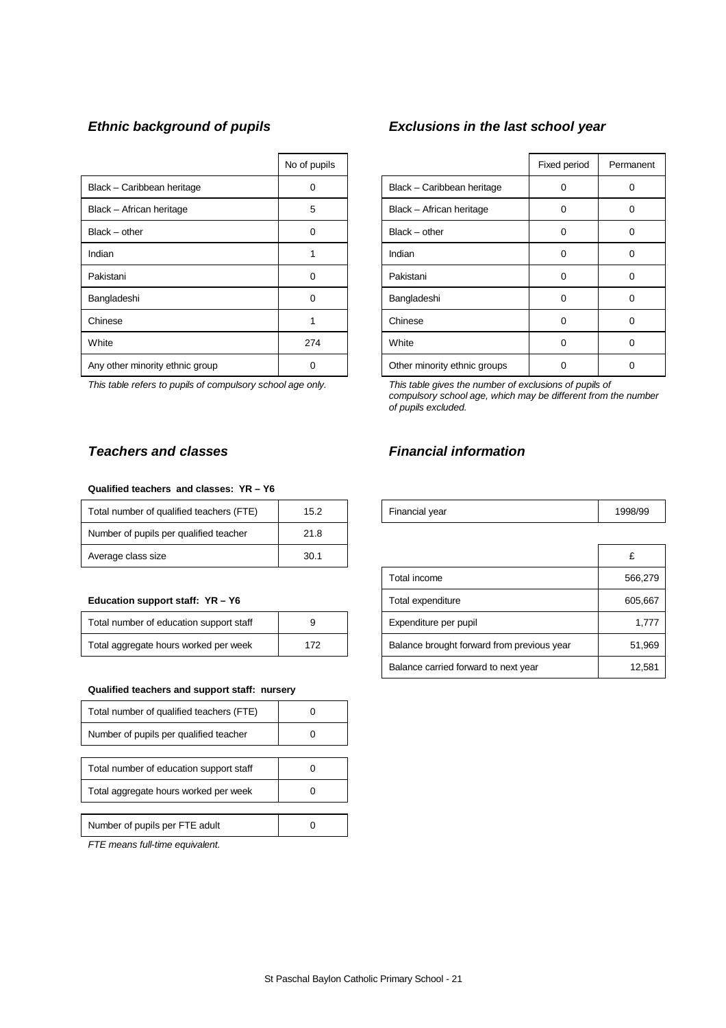### *Ethnic background of pupils*

| | No of pupils |
|---|---|
| Black – Caribbean heritage | 0 |
| Black – African heritage | 5 |
| Black – other | 0 |
| Indian | 1 |
| Pakistani | 0 |
| Bangladeshi | 0 |
| Chinese | 1 |
| White | 274 |
| Any other minority ethnic group | 0 |

*This table refers to pupils of compulsory school age only.*

### *Exclusions in the last school year*

| | Fixed period | Permanent |
|---|---|---|
| Black – Caribbean heritage | 0 | 0 |
| Black – African heritage | 0 | 0 |
| Black – other | 0 | 0 |
| Indian | 0 | 0 |
| Pakistani | 0 | 0 |
| Bangladeshi | 0 | 0 |
| Chinese | 0 | 0 |
| White | 0 | 0 |
| Other minority ethnic groups | 0 | 0 |

*This table gives the number of exclusions of pupils of compulsory school age, which may be different from the number of pupils excluded.*

### *Teachers and classes*

**Qualified teachers and classes: YR – Y6**

| | |
|---|---|
| Total number of qualified teachers (FTE) | 15.2 |
| Number of pupils per qualified teacher | 21.8 |
| Average class size | 30.1 |

**Education support staff: YR – Y6**

| | |
|---|---|
| Total number of education support staff | 9 |
| Total aggregate hours worked per week | 172 |

**Qualified teachers and support staff: nursery**

| | |
|---|---|
| Total number of qualified teachers (FTE) | 0 |
| Number of pupils per qualified teacher | 0 |
| Total number of education support staff | 0 |
| Total aggregate hours worked per week | 0 |
| Number of pupils per FTE adult | 0 |

*FTE means full-time equivalent.*

### *Financial information*

| | |
|---|---|
| Financial year | 1998/99 |

| | £ |
|---|---|
| Total income | 566,279 |
| Total expenditure | 605,667 |
| Expenditure per pupil | 1,777 |
| Balance brought forward from previous year | 51,969 |
| Balance carried forward to next year | 12,581 |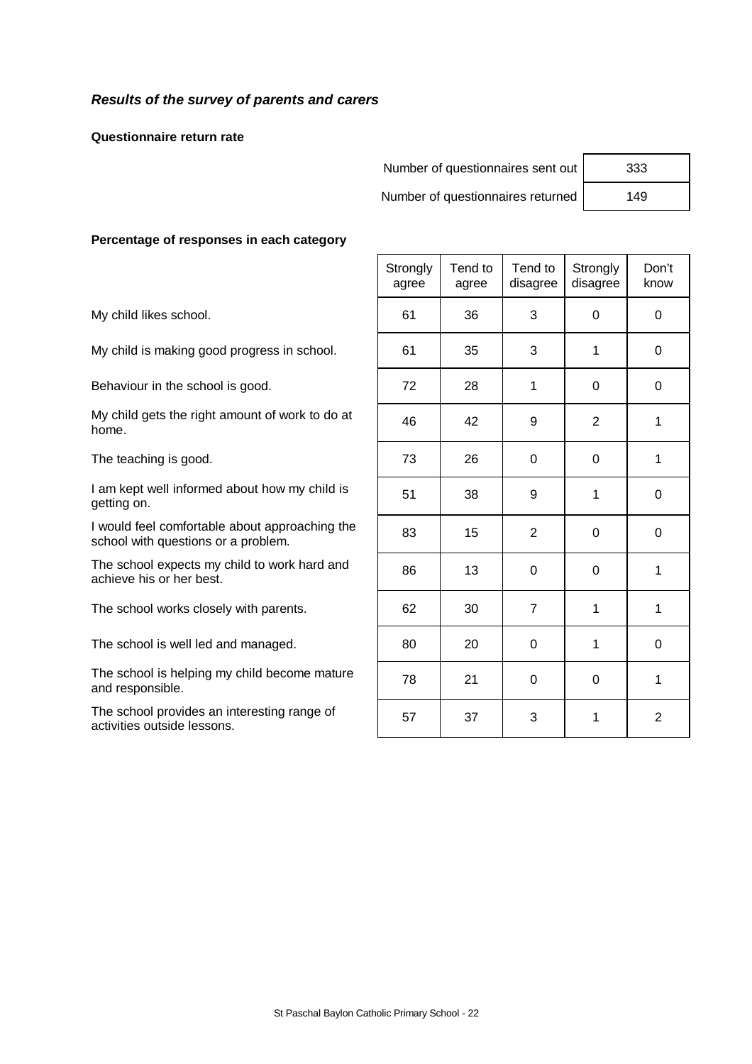### *Results of the survey of parents and carers*

**Questionnaire return rate**

| | |
|---|---|
| Number of questionnaires sent out | 333 |
| Number of questionnaires returned | 149 |

**Percentage of responses in each category**

| | Strongly agree | Tend to agree | Tend to disagree | Strongly disagree | Don't know |
|---|---|---|---|---|---|
| My child likes school. | 61 | 36 | 3 | 0 | 0 |
| My child is making good progress in school. | 61 | 35 | 3 | 1 | 0 |
| Behaviour in the school is good. | 72 | 28 | 1 | 0 | 0 |
| My child gets the right amount of work to do at home. | 46 | 42 | 9 | 2 | 1 |
| The teaching is good. | 73 | 26 | 0 | 0 | 1 |
| I am kept well informed about how my child is getting on. | 51 | 38 | 9 | 1 | 0 |
| I would feel comfortable about approaching the school with questions or a problem. | 83 | 15 | 2 | 0 | 0 |
| The school expects my child to work hard and achieve his or her best. | 86 | 13 | 0 | 0 | 1 |
| The school works closely with parents. | 62 | 30 | 7 | 1 | 1 |
| The school is well led and managed. | 80 | 20 | 0 | 1 | 0 |
| The school is helping my child become mature and responsible. | 78 | 21 | 0 | 0 | 1 |
| The school provides an interesting range of activities outside lessons. | 57 | 37 | 3 | 1 | 2 |